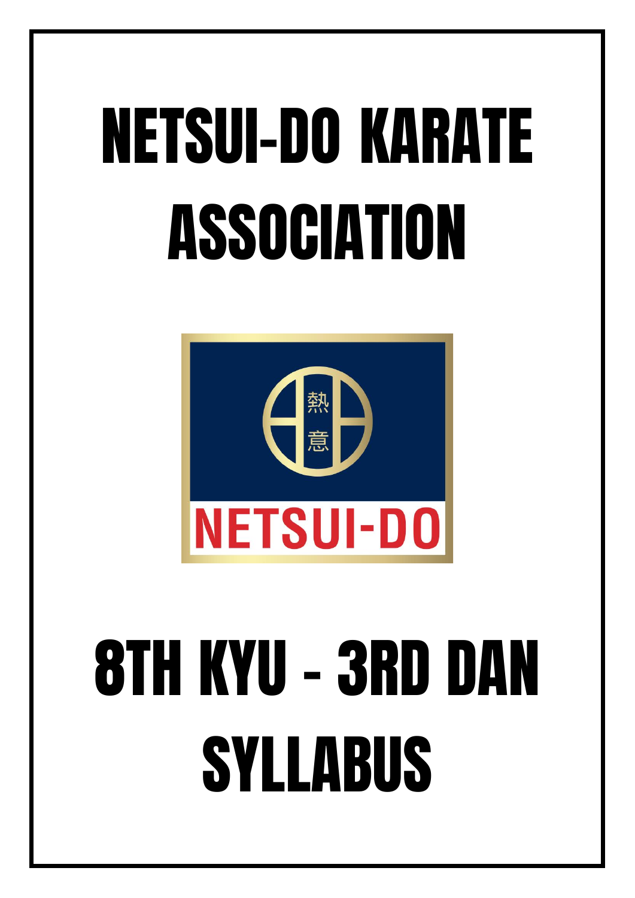# NETSUI-DO KARATE ASSOCIATION

熱意

NETSUI-DO

# 8TH KYU - 3RD DAN SYLLABUS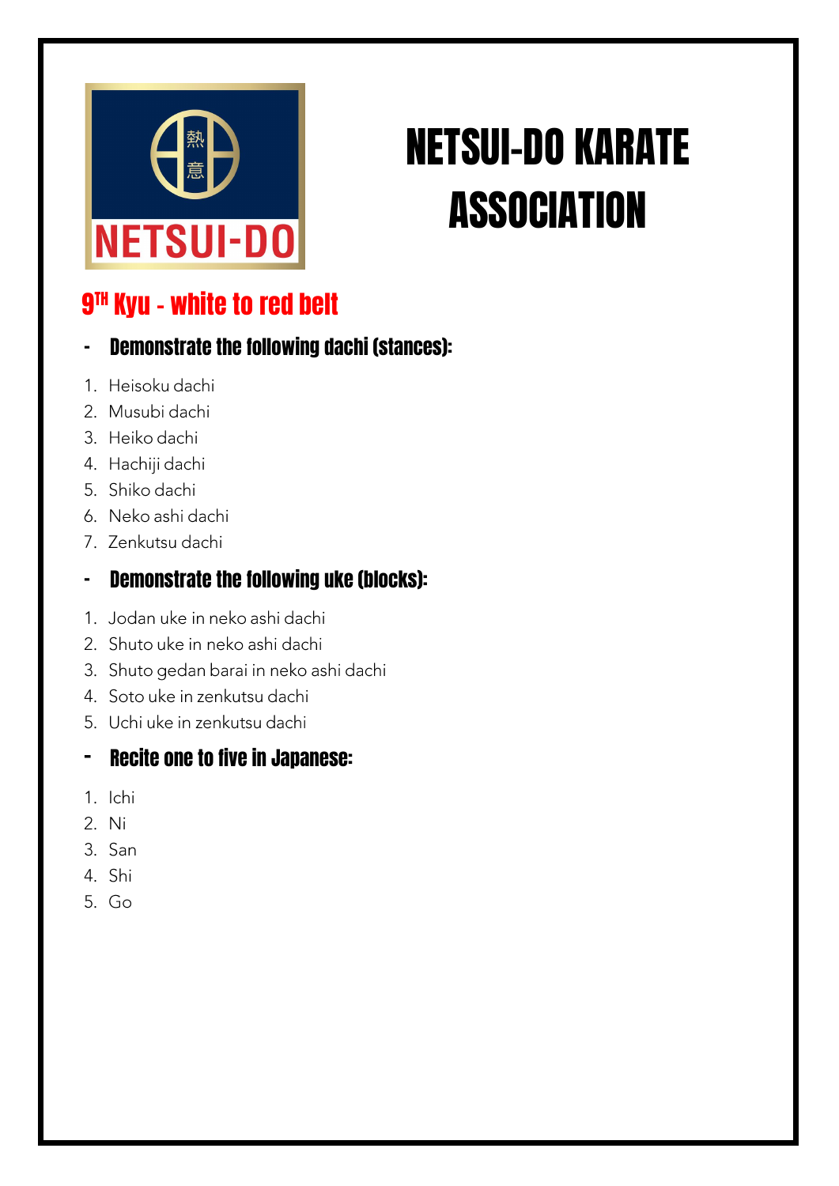# NETSUI-DO KARATE ASSOCIATION

## 9TH Kyu - white to red belt

- **Demonstrate the following dachi (stances):**

1. Heisoku dachi
2. Musubi dachi
3. Heiko dachi
4. Hachiji dachi
5. Shiko dachi
6. Neko ashi dachi
7. Zenkutsu dachi

- **Demonstrate the following uke (blocks):**

1. Jodan uke in neko ashi dachi
2. Shuto uke in neko ashi dachi
3. Shuto gedan barai in neko ashi dachi
4. Soto uke in zenkutsu dachi
5. Uchi uke in zenkutsu dachi

- **Recite one to five in Japanese:**

1. Ichi
2. Ni
3. San
4. Shi
5. Go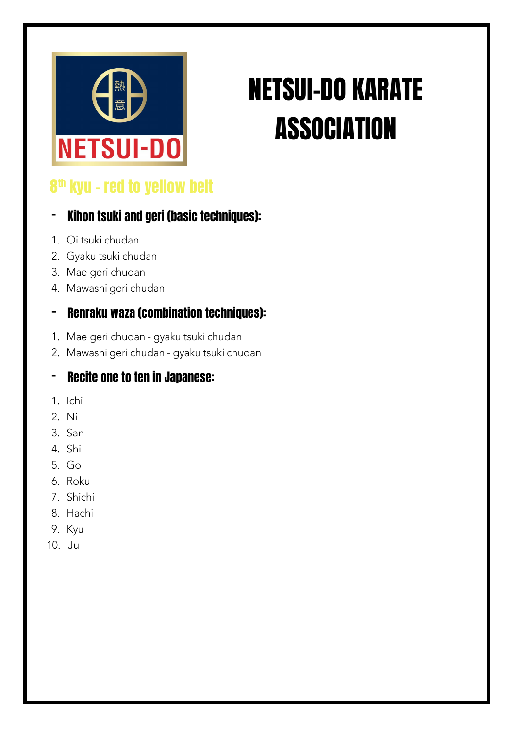# NETSUI-DO KARATE ASSOCIATION

## 8th kyu - red to yellow belt

### - Kihon tsuki and geri (basic techniques):

1. Oi tsuki chudan
2. Gyaku tsuki chudan
3. Mae geri chudan
4. Mawashi geri chudan

### - Renraku waza (combination techniques):

1. Mae geri chudan - gyaku tsuki chudan
2. Mawashi geri chudan - gyaku tsuki chudan

### - Recite one to ten in Japanese:

1. Ichi
2. Ni
3. San
4. Shi
5. Go
6. Roku
7. Shichi
8. Hachi
9. Kyu
10. Ju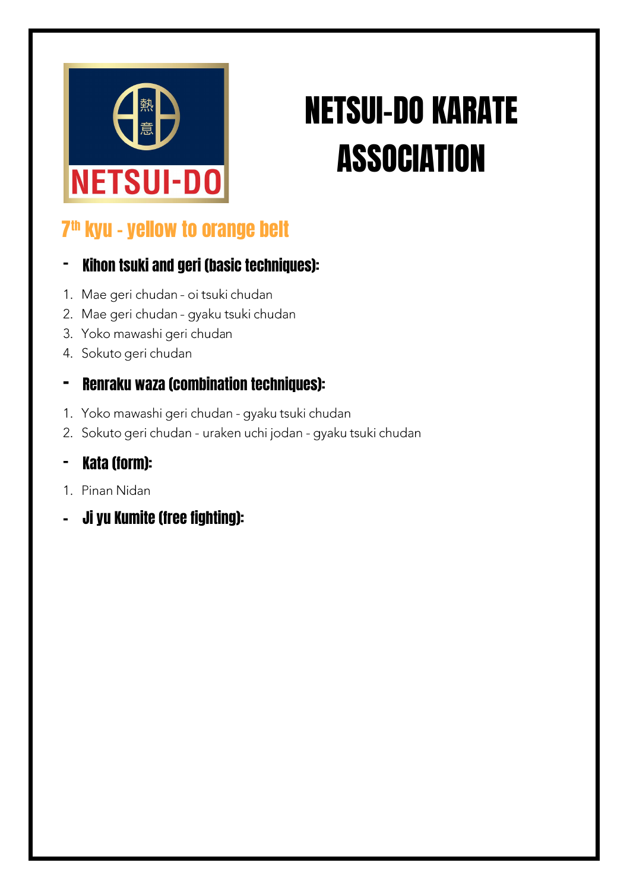NETSUI-DO

# NETSUI-DO KARATE ASSOCIATION

## 7th kyu - yellow to orange belt

### - Kihon tsuki and geri (basic techniques):

1. Mae geri chudan - oi tsuki chudan
2. Mae geri chudan - gyaku tsuki chudan
3. Yoko mawashi geri chudan
4. Sokuto geri chudan

### - Renraku waza (combination techniques):

1. Yoko mawashi geri chudan - gyaku tsuki chudan
2. Sokuto geri chudan - uraken uchi jodan - gyaku tsuki chudan

### - Kata (form):

1. Pinan Nidan

### - Ji yu Kumite (free fighting):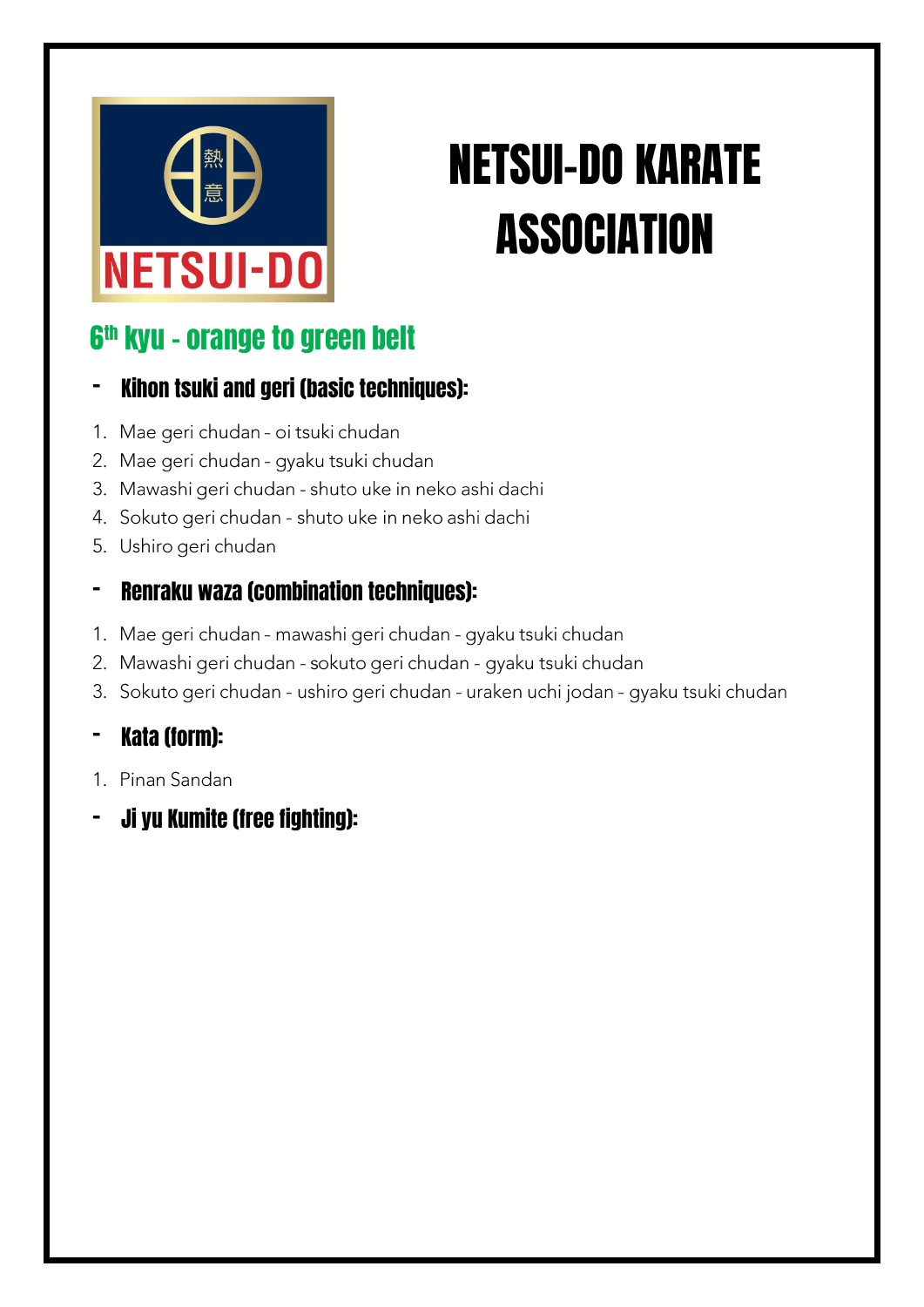# NETSUI-DO KARATE ASSOCIATION

## 6th kyu - orange to green belt

### - Kihon tsuki and geri (basic techniques):

1. Mae geri chudan - oi tsuki chudan
2. Mae geri chudan - gyaku tsuki chudan
3. Mawashi geri chudan - shuto uke in neko ashi dachi
4. Sokuto geri chudan - shuto uke in neko ashi dachi
5. Ushiro geri chudan

### - Renraku waza (combination techniques):

1. Mae geri chudan - mawashi geri chudan - gyaku tsuki chudan
2. Mawashi geri chudan - sokuto geri chudan - gyaku tsuki chudan
3. Sokuto geri chudan - ushiro geri chudan - uraken uchi jodan - gyaku tsuki chudan

### - Kata (form):

1. Pinan Sandan

### - Ji yu Kumite (free fighting):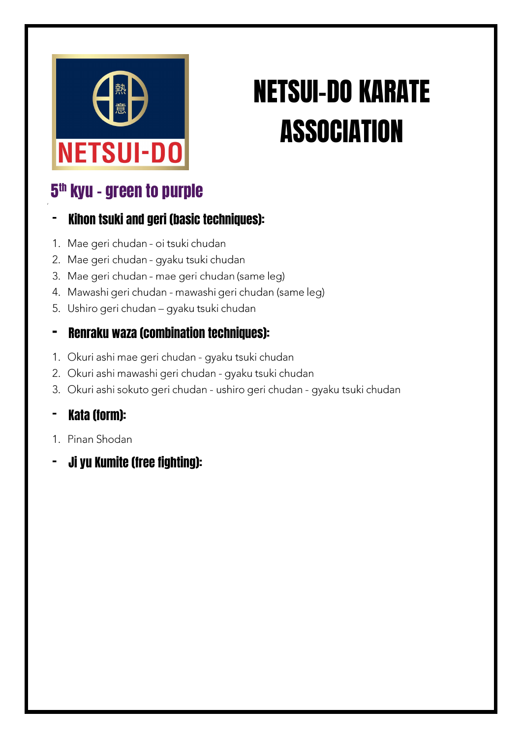# NETSUI-DO KARATE ASSOCIATION

## 5th kyu - green to purple

- ### Kihon tsuki and geri (basic techniques):

1. Mae geri chudan - oi tsuki chudan
2. Mae geri chudan - gyaku tsuki chudan
3. Mae geri chudan - mae geri chudan (same leg)
4. Mawashi geri chudan - mawashi geri chudan (same leg)
5. Ushiro geri chudan – gyaku tsuki chudan

- ### Renraku waza (combination techniques):

1. Okuri ashi mae geri chudan - gyaku tsuki chudan
2. Okuri ashi mawashi geri chudan - gyaku tsuki chudan
3. Okuri ashi sokuto geri chudan - ushiro geri chudan - gyaku tsuki chudan

- ### Kata (form):

1. Pinan Shodan

- ### Ji yu Kumite (free fighting):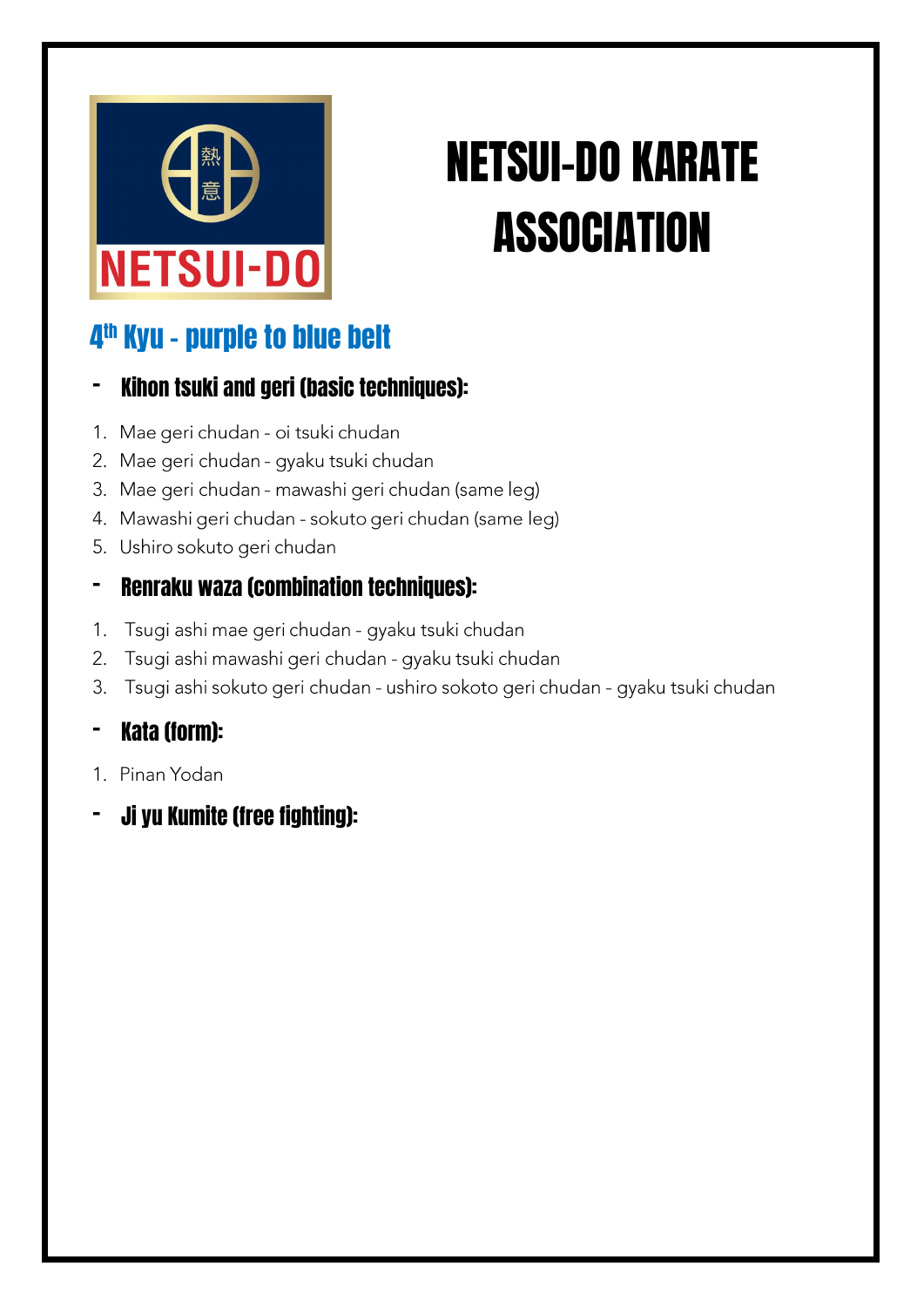# NETSUI-DO KARATE ASSOCIATION

## 4th Kyu - purple to blue belt

### - Kihon tsuki and geri (basic techniques):

1. Mae geri chudan - oi tsuki chudan
2. Mae geri chudan - gyaku tsuki chudan
3. Mae geri chudan - mawashi geri chudan (same leg)
4. Mawashi geri chudan - sokuto geri chudan (same leg)
5. Ushiro sokuto geri chudan

### - Renraku waza (combination techniques):

1. Tsugi ashi mae geri chudan - gyaku tsuki chudan
2. Tsugi ashi mawashi geri chudan - gyaku tsuki chudan
3. Tsugi ashi sokuto geri chudan - ushiro sokoto geri chudan - gyaku tsuki chudan

### - Kata (form):

1. Pinan Yodan

### - Ji yu Kumite (free fighting):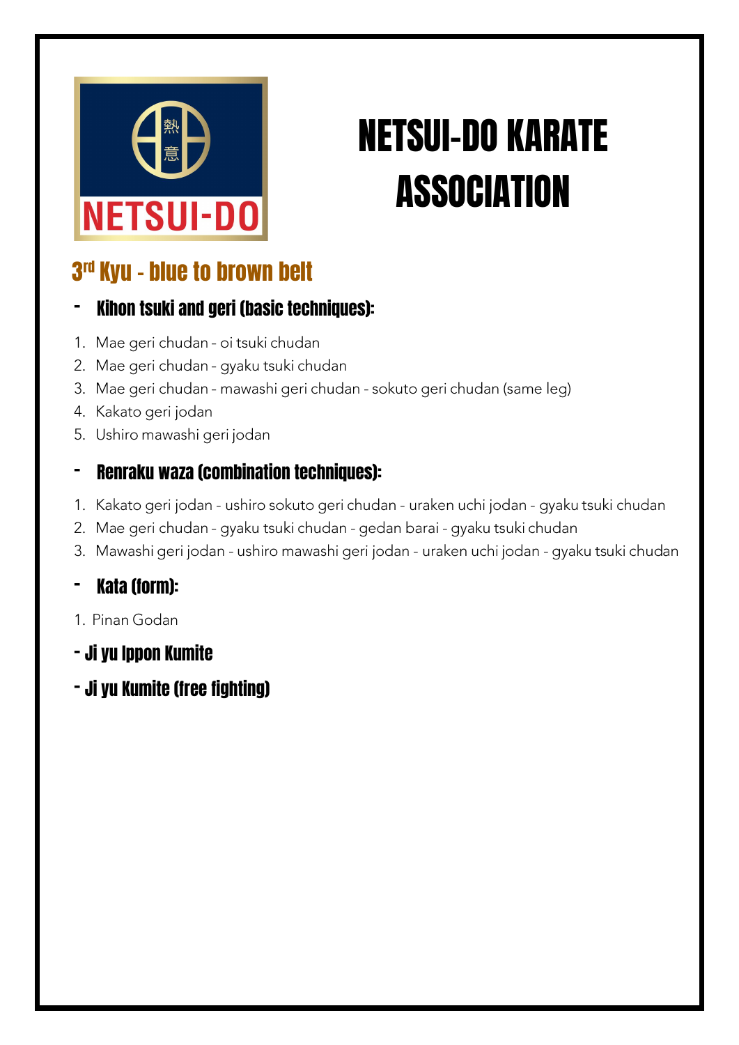# NETSUI-DO KARATE ASSOCIATION

## 3rd Kyu - blue to brown belt

### - Kihon tsuki and geri (basic techniques):

1. Mae geri chudan - oi tsuki chudan
2. Mae geri chudan - gyaku tsuki chudan
3. Mae geri chudan - mawashi geri chudan - sokuto geri chudan (same leg)
4. Kakato geri jodan
5. Ushiro mawashi geri jodan

### - Renraku waza (combination techniques):

1. Kakato geri jodan - ushiro sokuto geri chudan - uraken uchi jodan - gyaku tsuki chudan
2. Mae geri chudan - gyaku tsuki chudan - gedan barai - gyaku tsuki chudan
3. Mawashi geri jodan - ushiro mawashi geri jodan - uraken uchi jodan - gyaku tsuki chudan

### - Kata (form):

1. Pinan Godan

### - Ji yu Ippon Kumite

### - Ji yu Kumite (free fighting)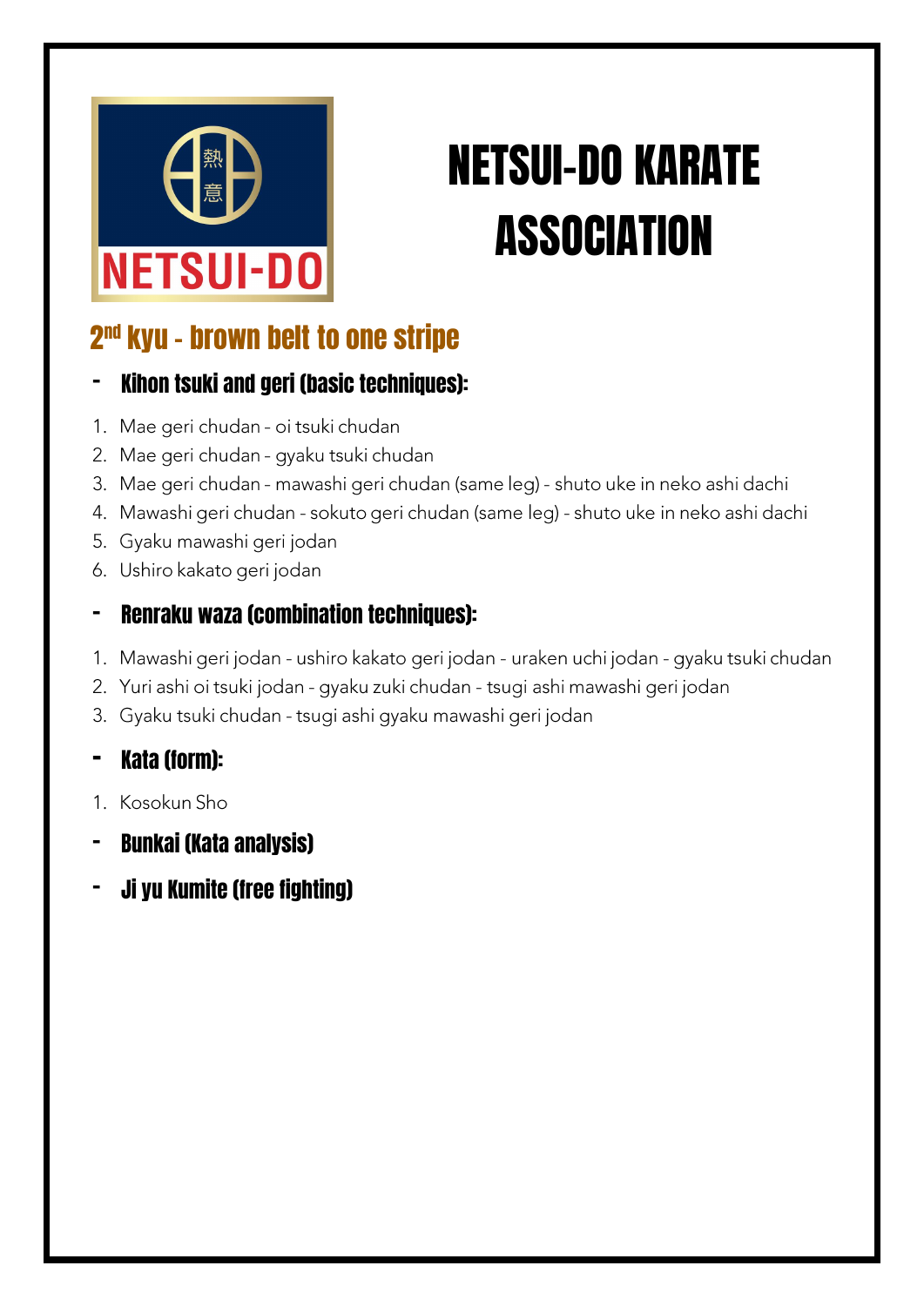# NETSUI-DO KARATE ASSOCIATION

## 2nd kyu - brown belt to one stripe

- **Kihon tsuki and geri (basic techniques):**

1. Mae geri chudan - oi tsuki chudan
2. Mae geri chudan - gyaku tsuki chudan
3. Mae geri chudan - mawashi geri chudan (same leg) - shuto uke in neko ashi dachi
4. Mawashi geri chudan - sokuto geri chudan (same leg) - shuto uke in neko ashi dachi
5. Gyaku mawashi geri jodan
6. Ushiro kakato geri jodan

- **Renraku waza (combination techniques):**

1. Mawashi geri jodan - ushiro kakato geri jodan - uraken uchi jodan - gyaku tsuki chudan
2. Yuri ashi oi tsuki jodan - gyaku zuki chudan - tsugi ashi mawashi geri jodan
3. Gyaku tsuki chudan - tsugi ashi gyaku mawashi geri jodan

- **Kata (form):**

1. Kosokun Sho

- **Bunkai (Kata analysis)**
- **Ji yu Kumite (free fighting)**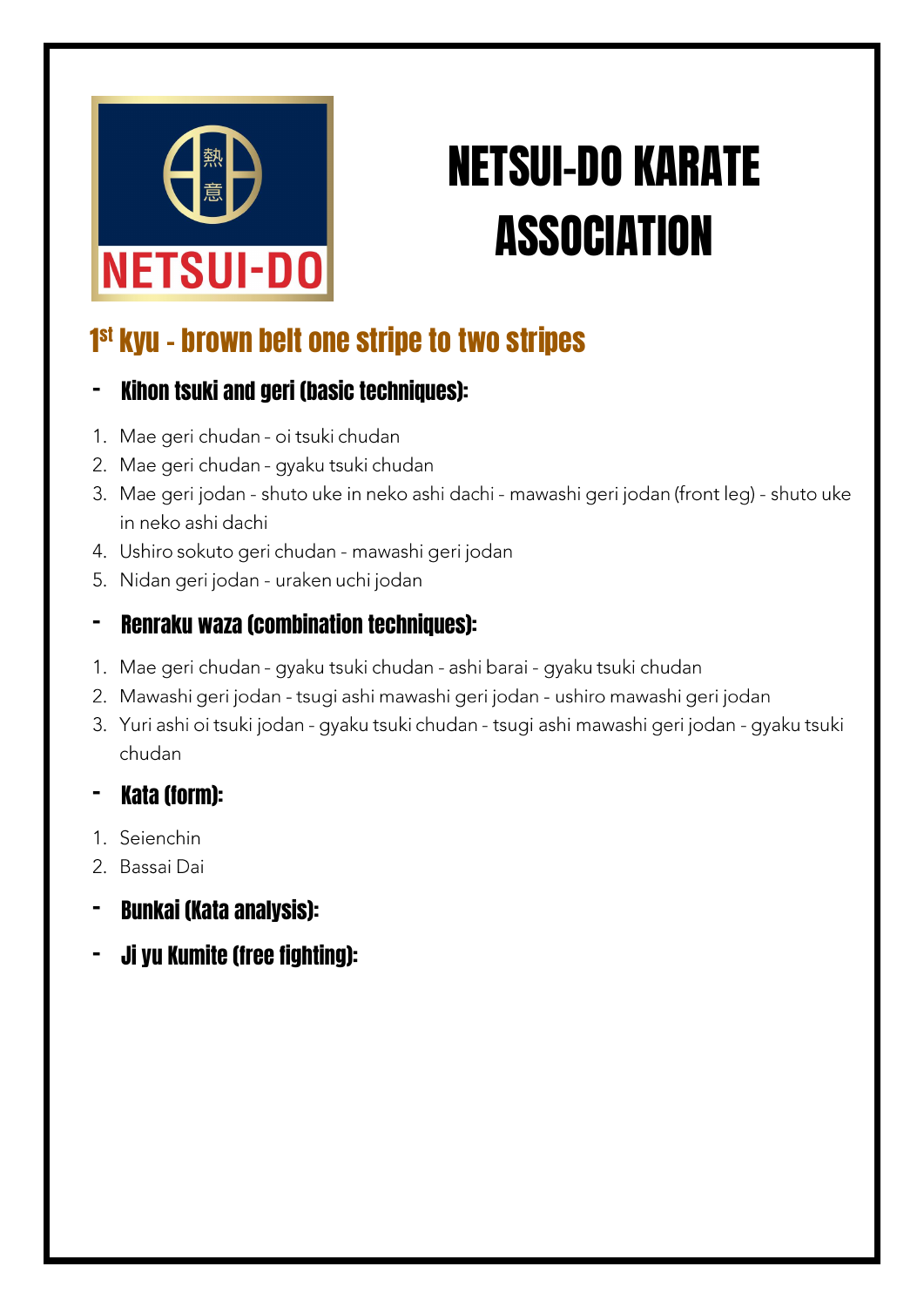# NETSUI-DO KARATE ASSOCIATION

## 1st kyu - brown belt one stripe to two stripes

- **Kihon tsuki and geri (basic techniques):**

1. Mae geri chudan - oi tsuki chudan
2. Mae geri chudan - gyaku tsuki chudan
3. Mae geri jodan - shuto uke in neko ashi dachi - mawashi geri jodan (front leg) - shuto uke in neko ashi dachi
4. Ushiro sokuto geri chudan - mawashi geri jodan
5. Nidan geri jodan - uraken uchi jodan

- **Renraku waza (combination techniques):**

1. Mae geri chudan - gyaku tsuki chudan - ashi barai - gyaku tsuki chudan
2. Mawashi geri jodan - tsugi ashi mawashi geri jodan - ushiro mawashi geri jodan
3. Yuri ashi oi tsuki jodan - gyaku tsuki chudan - tsugi ashi mawashi geri jodan - gyaku tsuki chudan

- **Kata (form):**

1. Seienchin
2. Bassai Dai

- **Bunkai (Kata analysis):**

- **Ji yu Kumite (free fighting):**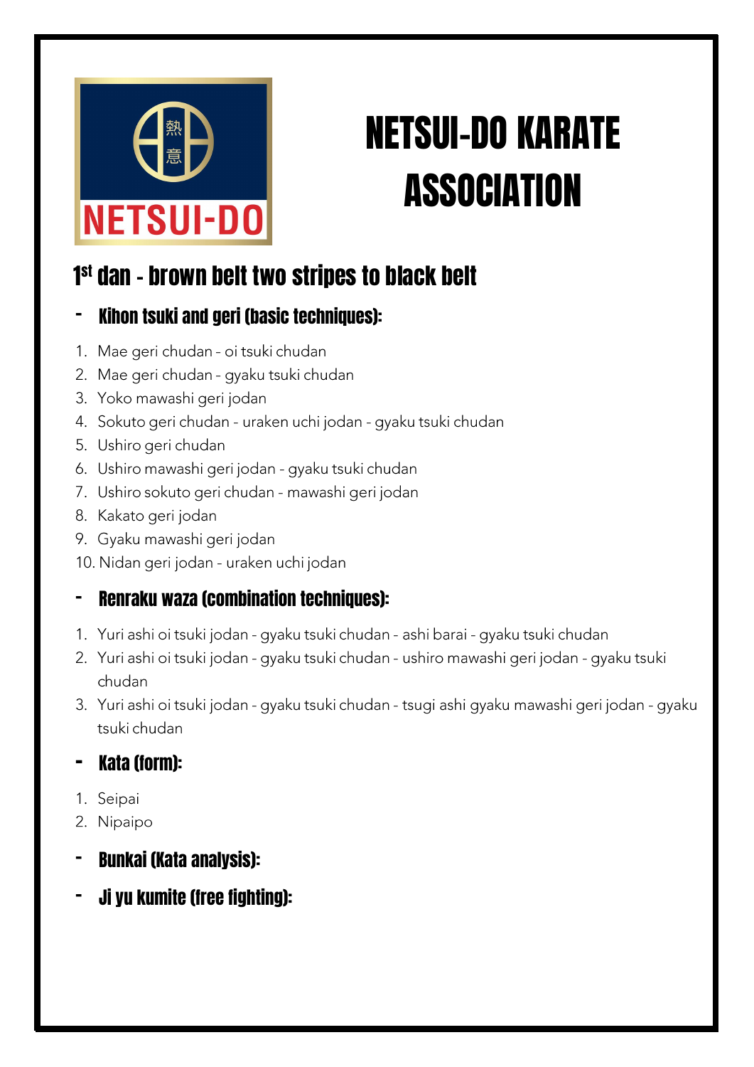# NETSUI-DO KARATE ASSOCIATION

## 1st dan - brown belt two stripes to black belt

### - Kihon tsuki and geri (basic techniques):

1. Mae geri chudan - oi tsuki chudan
2. Mae geri chudan - gyaku tsuki chudan
3. Yoko mawashi geri jodan
4. Sokuto geri chudan - uraken uchi jodan - gyaku tsuki chudan
5. Ushiro geri chudan
6. Ushiro mawashi geri jodan - gyaku tsuki chudan
7. Ushiro sokuto geri chudan - mawashi geri jodan
8. Kakato geri jodan
9. Gyaku mawashi geri jodan
10. Nidan geri jodan - uraken uchi jodan

### - Renraku waza (combination techniques):

1. Yuri ashi oi tsuki jodan - gyaku tsuki chudan - ashi barai - gyaku tsuki chudan
2. Yuri ashi oi tsuki jodan - gyaku tsuki chudan - ushiro mawashi geri jodan - gyaku tsuki chudan
3. Yuri ashi oi tsuki jodan - gyaku tsuki chudan - tsugi ashi gyaku mawashi geri jodan - gyaku tsuki chudan

### - Kata (form):

1. Seipai
2. Nipaipo

### - Bunkai (Kata analysis):

### - Ji yu kumite (free fighting):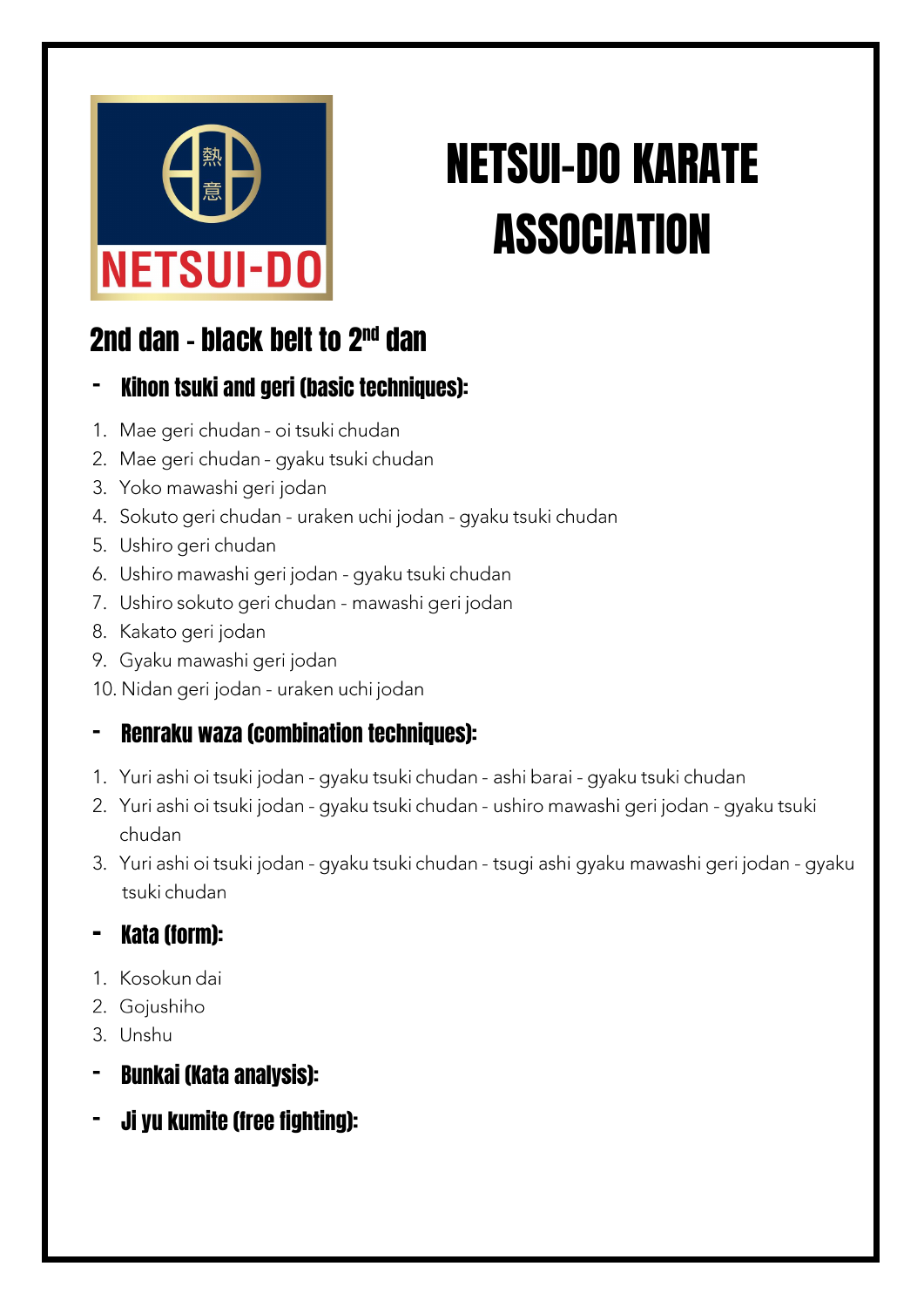# NETSUI-DO KARATE ASSOCIATION

## 2nd dan - black belt to 2nd dan

### - Kihon tsuki and geri (basic techniques):

1. Mae geri chudan - oi tsuki chudan
2. Mae geri chudan - gyaku tsuki chudan
3. Yoko mawashi geri jodan
4. Sokuto geri chudan - uraken uchi jodan - gyaku tsuki chudan
5. Ushiro geri chudan
6. Ushiro mawashi geri jodan - gyaku tsuki chudan
7. Ushiro sokuto geri chudan - mawashi geri jodan
8. Kakato geri jodan
9. Gyaku mawashi geri jodan
10. Nidan geri jodan - uraken uchi jodan

### - Renraku waza (combination techniques):

1. Yuri ashi oi tsuki jodan - gyaku tsuki chudan - ashi barai - gyaku tsuki chudan
2. Yuri ashi oi tsuki jodan - gyaku tsuki chudan - ushiro mawashi geri jodan - gyaku tsuki chudan
3. Yuri ashi oi tsuki jodan - gyaku tsuki chudan - tsugi ashi gyaku mawashi geri jodan - gyaku tsuki chudan

### - Kata (form):

1. Kosokun dai
2. Gojushiho
3. Unshu

### - Bunkai (Kata analysis):

### - Ji yu kumite (free fighting):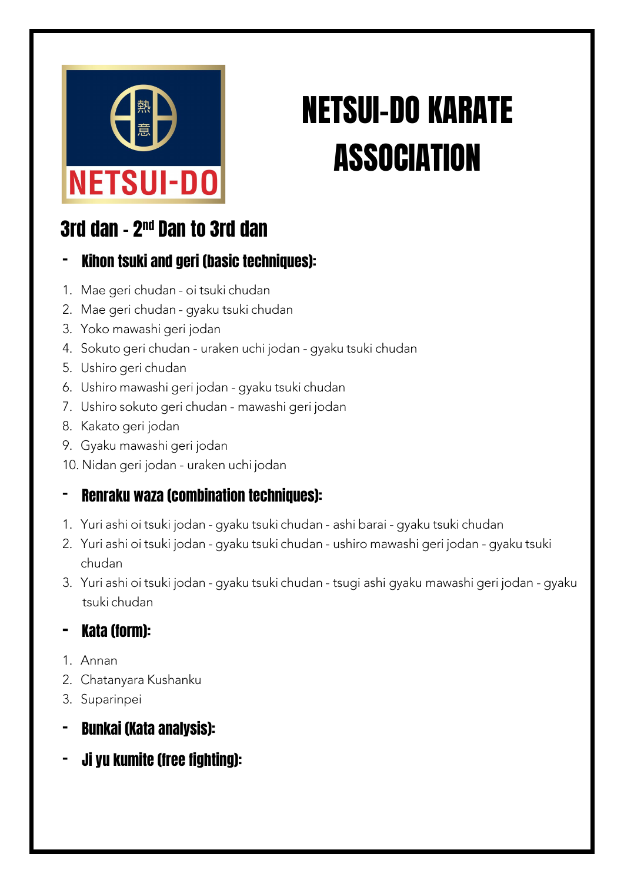# NETSUI-DO KARATE ASSOCIATION

## 3rd dan - 2nd Dan to 3rd dan

### - Kihon tsuki and geri (basic techniques):

1. Mae geri chudan - oi tsuki chudan
2. Mae geri chudan - gyaku tsuki chudan
3. Yoko mawashi geri jodan
4. Sokuto geri chudan - uraken uchi jodan - gyaku tsuki chudan
5. Ushiro geri chudan
6. Ushiro mawashi geri jodan - gyaku tsuki chudan
7. Ushiro sokuto geri chudan - mawashi geri jodan
8. Kakato geri jodan
9. Gyaku mawashi geri jodan
10. Nidan geri jodan - uraken uchi jodan

### - Renraku waza (combination techniques):

1. Yuri ashi oi tsuki jodan - gyaku tsuki chudan - ashi barai - gyaku tsuki chudan
2. Yuri ashi oi tsuki jodan - gyaku tsuki chudan - ushiro mawashi geri jodan - gyaku tsuki chudan
3. Yuri ashi oi tsuki jodan - gyaku tsuki chudan - tsugi ashi gyaku mawashi geri jodan - gyaku tsuki chudan

### - Kata (form):

1. Annan
2. Chatanyara Kushanku
3. Suparinpei

### - Bunkai (Kata analysis):

### - Ji yu kumite (free fighting):